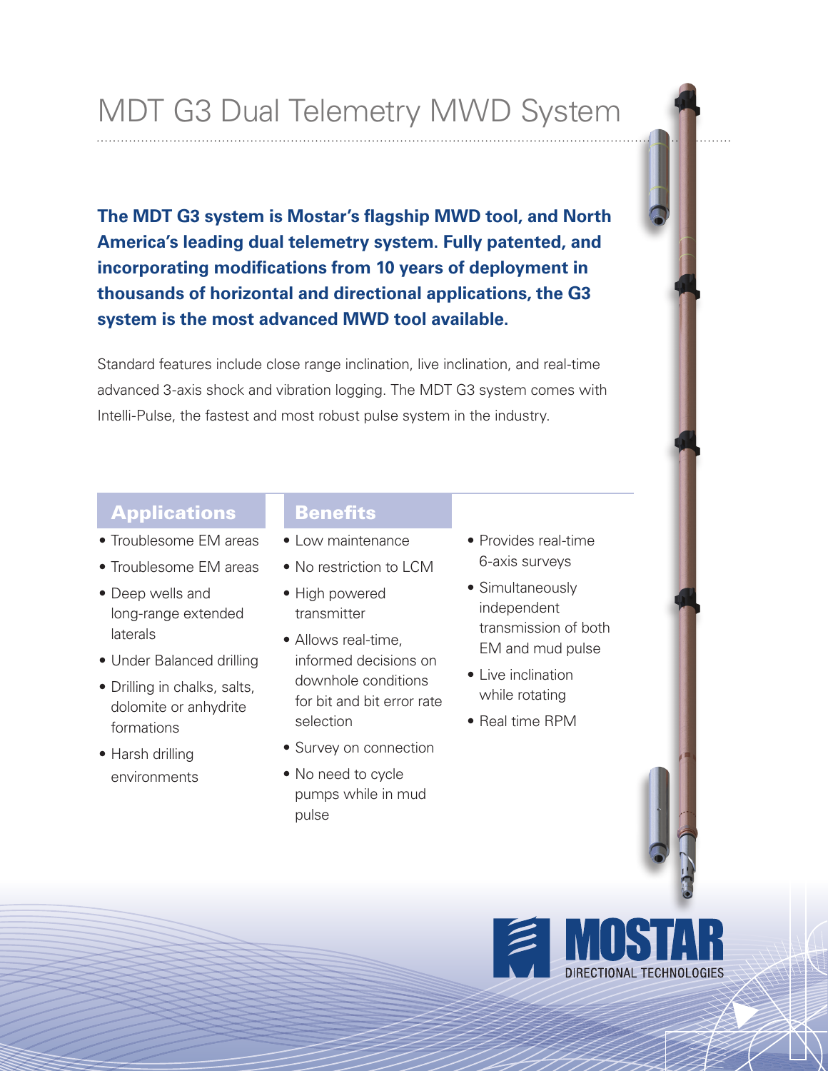# MDT G3 Dual Telemetry MWD System

**The MDT G3 system is Mostar's flagship MWD tool, and North America's leading dual telemetry system. Fully patented, and incorporating modifications from 10 years of deployment in thousands of horizontal and directional applications, the G3 system is the most advanced MWD tool available.**

Standard features include close range inclination, live inclination, and real-time advanced 3-axis shock and vibration logging. The MDT G3 system comes with Intelli-Pulse, the fastest and most robust pulse system in the industry.

## Applications

- Troublesome EM areas
- Troublesome EM areas
- Deep wells and long-range extended laterals
- Under Balanced drilling
- Drilling in chalks, salts, dolomite or anhydrite formations
- Harsh drilling environments

## Benefits

- Low maintenance
- No restriction to LCM
- High powered transmitter
- Allows real-time, informed decisions on downhole conditions for bit and bit error rate selection
- Survey on connection
- No need to cycle pumps while in mud pulse
- Provides real-time 6-axis surveys
- Simultaneously independent transmission of both EM and mud pulse
- Live inclination while rotating
- Real time RPM

MOSTAR DIRECTIONAL TECHNOLOGIES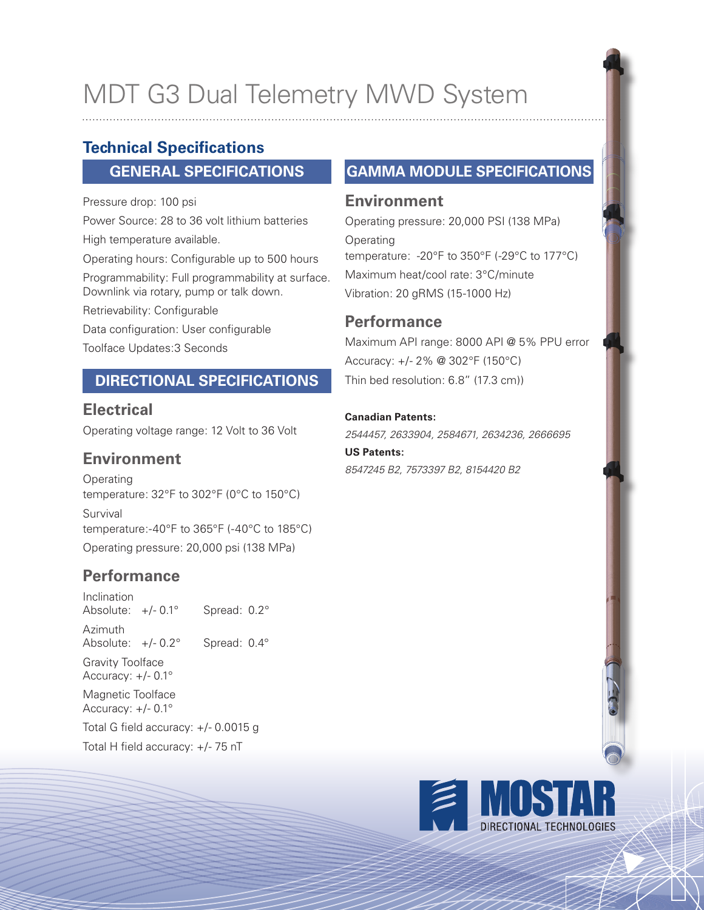# MDT G3 Dual Telemetry MWD System

## Technical Specifications

### GENERAL SPECIFICATIONS

Pressure drop: 100 psi

Power Source: 28 to 36 volt lithium batteries

High temperature available.

Operating hours: Configurable up to 500 hours

Programmability: Full programmability at surface. Downlink via rotary, pump or talk down.

Retrievability: Configurable

Data configuration: User configurable

Toolface Updates:3 Seconds

### DIRECTIONAL SPECIFICATIONS

#### Electrical

Operating voltage range: 12 Volt to 36 Volt

#### Environment

Operating temperature: 32°F to 302°F (0°C to 150°C)

Survival temperature:-40°F to 365°F (-40°C to 185°C)

Operating pressure: 20,000 psi (138 MPa)

#### Performance

Inclination
Absolute: +/- 0.1° Spread: 0.2°

Azimuth
Absolute: +/- 0.2° Spread: 0.4°

Gravity Toolface
Accuracy: +/- 0.1°

Magnetic Toolface
Accuracy: +/- 0.1°

Total G field accuracy: +/- 0.0015 g

Total H field accuracy: +/- 75 nT

### GAMMA MODULE SPECIFICATIONS

#### Environment

Operating pressure: 20,000 PSI (138 MPa)

Operating temperature: -20°F to 350°F (-29°C to 177°C)

Maximum heat/cool rate: 3°C/minute

Vibration: 20 gRMS (15-1000 Hz)

#### Performance

Maximum API range: 8000 API @ 5% PPU error

Accuracy: +/- 2% @ 302°F (150°C)

Thin bed resolution: 6.8" (17.3 cm))

**Canadian Patents:**

*2544457, 2633904, 2584671, 2634236, 2666695*

**US Patents:**

*8547245 B2, 7573397 B2, 8154420 B2*

MOSTAR
DIRECTIONAL TECHNOLOGIES